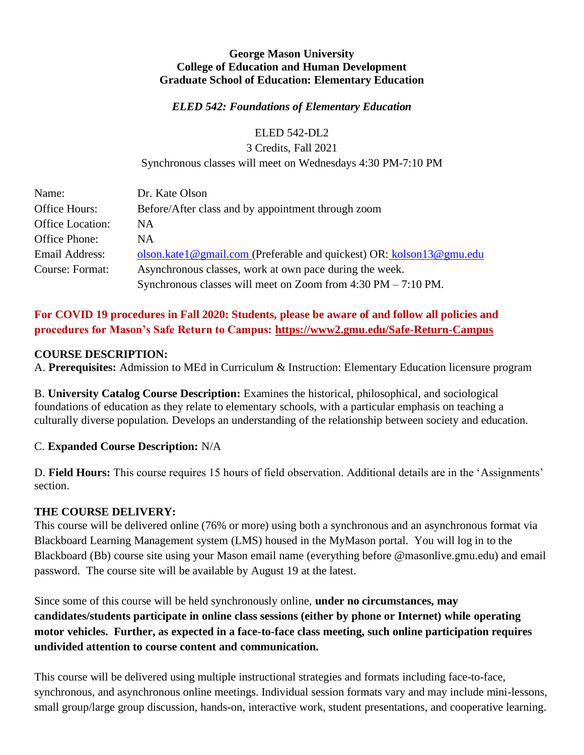**George Mason University**
**College of Education and Human Development**
**Graduate School of Education: Elementary Education**

***ELED 542: Foundations of Elementary Education***

ELED 542-DL2
3 Credits, Fall 2021
Synchronous classes will meet on Wednesdays 4:30 PM-7:10 PM

| | |
|---|---|
| Name: | Dr. Kate Olson |
| Office Hours: | Before/After class and by appointment through zoom |
| Office Location: | NA |
| Office Phone: | NA |
| Email Address: | olson.kate1@gmail.com (Preferable and quickest) OR: kolson13@gmu.edu |
| Course: Format: | Asynchronous classes, work at own pace during the week. Synchronous classes will meet on Zoom from 4:30 PM – 7:10 PM. |

**For COVID 19 procedures in Fall 2020: Students, please be aware of and follow all policies and procedures for Mason's Safe Return to Campus: https://www2.gmu.edu/Safe-Return-Campus**

**COURSE DESCRIPTION:**

A. **Prerequisites:** Admission to MEd in Curriculum & Instruction: Elementary Education licensure program

B. **University Catalog Course Description:** Examines the historical, philosophical, and sociological foundations of education as they relate to elementary schools, with a particular emphasis on teaching a culturally diverse population. Develops an understanding of the relationship between society and education.

C. **Expanded Course Description:** N/A

D. **Field Hours:** This course requires 15 hours of field observation. Additional details are in the 'Assignments' section.

**THE COURSE DELIVERY:**

This course will be delivered online (76% or more) using both a synchronous and an asynchronous format via Blackboard Learning Management system (LMS) housed in the MyMason portal. You will log in to the Blackboard (Bb) course site using your Mason email name (everything before @masonlive.gmu.edu) and email password. The course site will be available by August 19 at the latest.

Since some of this course will be held synchronously online, **under no circumstances, may candidates/students participate in online class sessions (either by phone or Internet) while operating motor vehicles. Further, as expected in a face-to-face class meeting, such online participation requires undivided attention to course content and communication.**

This course will be delivered using multiple instructional strategies and formats including face-to-face, synchronous, and asynchronous online meetings. Individual session formats vary and may include mini-lessons, small group/large group discussion, hands-on, interactive work, student presentations, and cooperative learning.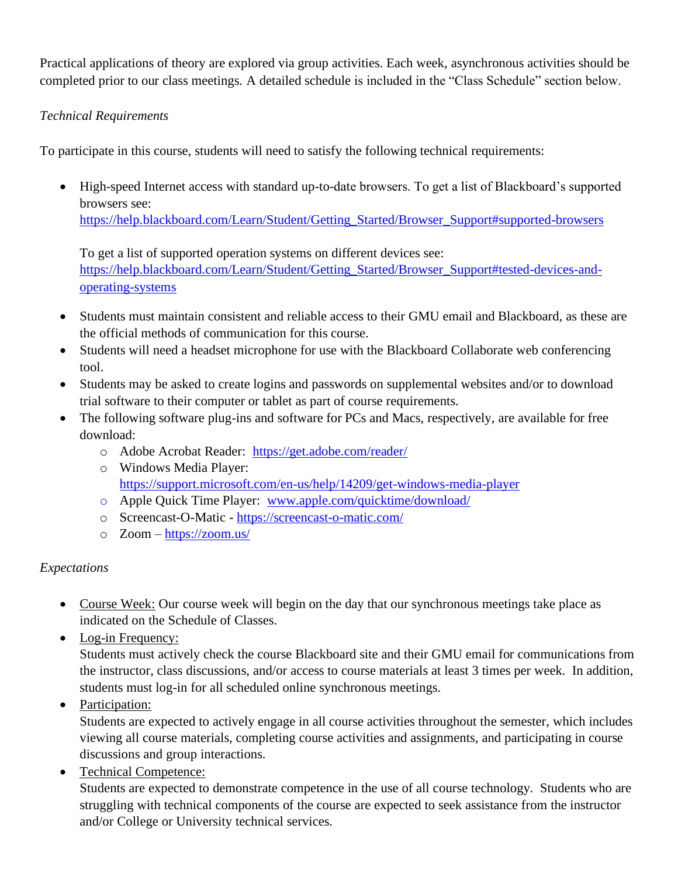Practical applications of theory are explored via group activities. Each week, asynchronous activities should be completed prior to our class meetings. A detailed schedule is included in the "Class Schedule" section below.

*Technical Requirements*

To participate in this course, students will need to satisfy the following technical requirements:

- High-speed Internet access with standard up-to-date browsers. To get a list of Blackboard's supported browsers see: https://help.blackboard.com/Learn/Student/Getting_Started/Browser_Support#supported-browsers

  To get a list of supported operation systems on different devices see: https://help.blackboard.com/Learn/Student/Getting_Started/Browser_Support#tested-devices-and-operating-systems

- Students must maintain consistent and reliable access to their GMU email and Blackboard, as these are the official methods of communication for this course.
- Students will need a headset microphone for use with the Blackboard Collaborate web conferencing tool.
- Students may be asked to create logins and passwords on supplemental websites and/or to download trial software to their computer or tablet as part of course requirements.
- The following software plug-ins and software for PCs and Macs, respectively, are available for free download:
  - Adobe Acrobat Reader: https://get.adobe.com/reader/
  - Windows Media Player: https://support.microsoft.com/en-us/help/14209/get-windows-media-player
  - Apple Quick Time Player: www.apple.com/quicktime/download/
  - Screencast-O-Matic - https://screencast-o-matic.com/
  - Zoom – https://zoom.us/

*Expectations*

- Course Week: Our course week will begin on the day that our synchronous meetings take place as indicated on the Schedule of Classes.
- Log-in Frequency:
  Students must actively check the course Blackboard site and their GMU email for communications from the instructor, class discussions, and/or access to course materials at least 3 times per week. In addition, students must log-in for all scheduled online synchronous meetings.
- Participation:
  Students are expected to actively engage in all course activities throughout the semester, which includes viewing all course materials, completing course activities and assignments, and participating in course discussions and group interactions.
- Technical Competence:
  Students are expected to demonstrate competence in the use of all course technology. Students who are struggling with technical components of the course are expected to seek assistance from the instructor and/or College or University technical services.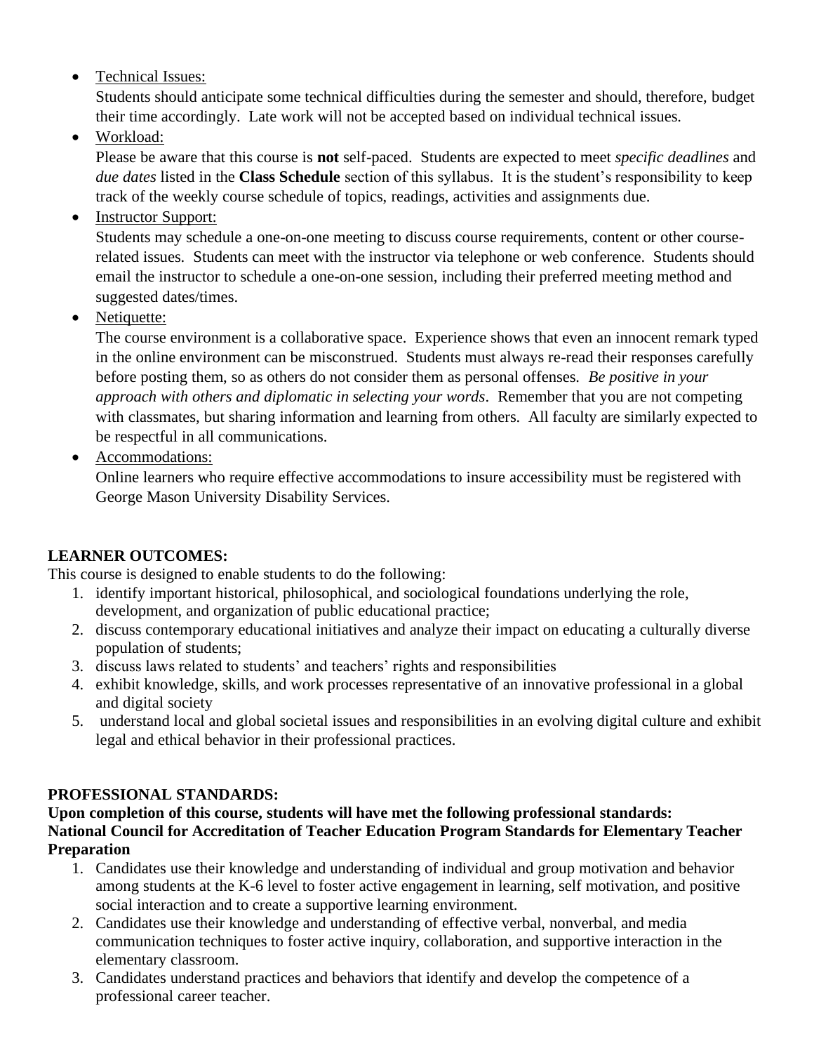- Technical Issues:
  Students should anticipate some technical difficulties during the semester and should, therefore, budget their time accordingly. Late work will not be accepted based on individual technical issues.
- Workload:
  Please be aware that this course is **not** self-paced. Students are expected to meet *specific deadlines* and *due dates* listed in the **Class Schedule** section of this syllabus. It is the student's responsibility to keep track of the weekly course schedule of topics, readings, activities and assignments due.
- Instructor Support:
  Students may schedule a one-on-one meeting to discuss course requirements, content or other course-related issues. Students can meet with the instructor via telephone or web conference. Students should email the instructor to schedule a one-on-one session, including their preferred meeting method and suggested dates/times.
- Netiquette:
  The course environment is a collaborative space. Experience shows that even an innocent remark typed in the online environment can be misconstrued. Students must always re-read their responses carefully before posting them, so as others do not consider them as personal offenses. *Be positive in your approach with others and diplomatic in selecting your words*. Remember that you are not competing with classmates, but sharing information and learning from others. All faculty are similarly expected to be respectful in all communications.
- Accommodations:
  Online learners who require effective accommodations to insure accessibility must be registered with George Mason University Disability Services.

## LEARNER OUTCOMES:

This course is designed to enable students to do the following:

1. identify important historical, philosophical, and sociological foundations underlying the role, development, and organization of public educational practice;
2. discuss contemporary educational initiatives and analyze their impact on educating a culturally diverse population of students;
3. discuss laws related to students' and teachers' rights and responsibilities
4. exhibit knowledge, skills, and work processes representative of an innovative professional in a global and digital society
5. understand local and global societal issues and responsibilities in an evolving digital culture and exhibit legal and ethical behavior in their professional practices.

## PROFESSIONAL STANDARDS:

**Upon completion of this course, students will have met the following professional standards:**
**National Council for Accreditation of Teacher Education Program Standards for Elementary Teacher Preparation**

1. Candidates use their knowledge and understanding of individual and group motivation and behavior among students at the K-6 level to foster active engagement in learning, self motivation, and positive social interaction and to create a supportive learning environment.
2. Candidates use their knowledge and understanding of effective verbal, nonverbal, and media communication techniques to foster active inquiry, collaboration, and supportive interaction in the elementary classroom.
3. Candidates understand practices and behaviors that identify and develop the competence of a professional career teacher.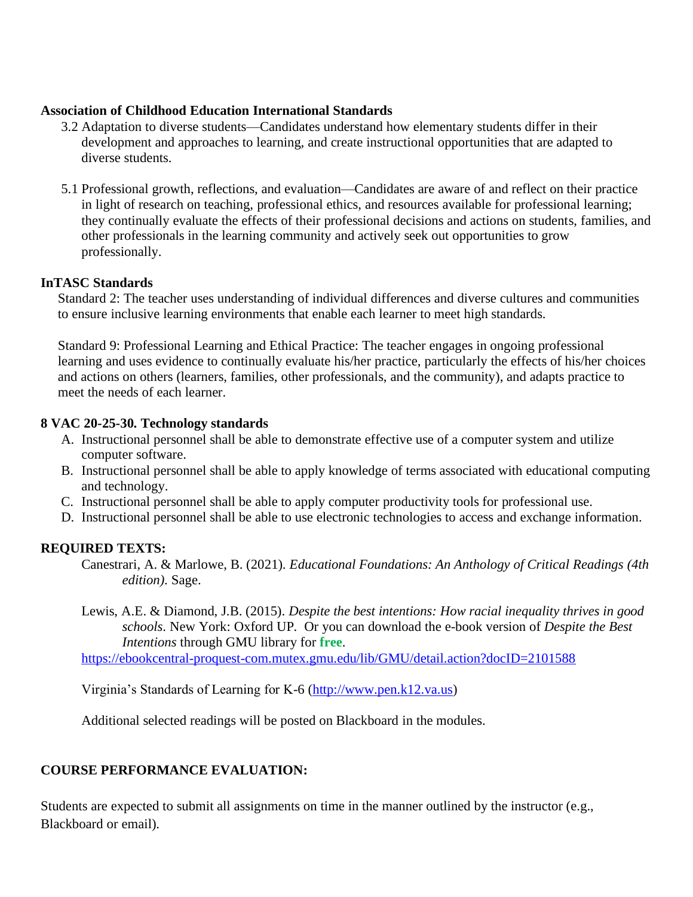**Association of Childhood Education International Standards**

3.2 Adaptation to diverse students—Candidates understand how elementary students differ in their development and approaches to learning, and create instructional opportunities that are adapted to diverse students.

5.1 Professional growth, reflections, and evaluation—Candidates are aware of and reflect on their practice in light of research on teaching, professional ethics, and resources available for professional learning; they continually evaluate the effects of their professional decisions and actions on students, families, and other professionals in the learning community and actively seek out opportunities to grow professionally.

**InTASC Standards**

Standard 2: The teacher uses understanding of individual differences and diverse cultures and communities to ensure inclusive learning environments that enable each learner to meet high standards.

Standard 9: Professional Learning and Ethical Practice: The teacher engages in ongoing professional learning and uses evidence to continually evaluate his/her practice, particularly the effects of his/her choices and actions on others (learners, families, other professionals, and the community), and adapts practice to meet the needs of each learner.

**8 VAC 20-25-30. Technology standards**

A. Instructional personnel shall be able to demonstrate effective use of a computer system and utilize computer software.
B. Instructional personnel shall be able to apply knowledge of terms associated with educational computing and technology.
C. Instructional personnel shall be able to apply computer productivity tools for professional use.
D. Instructional personnel shall be able to use electronic technologies to access and exchange information.

**REQUIRED TEXTS:**

Canestrari, A. & Marlowe, B. (2021). *Educational Foundations: An Anthology of Critical Readings (4th edition)*. Sage.

Lewis, A.E. & Diamond, J.B. (2015). *Despite the best intentions: How racial inequality thrives in good schools*. New York: Oxford UP. Or you can download the e-book version of *Despite the Best Intentions* through GMU library for **free**.
https://ebookcentral-proquest-com.mutex.gmu.edu/lib/GMU/detail.action?docID=2101588

Virginia's Standards of Learning for K-6 (http://www.pen.k12.va.us)

Additional selected readings will be posted on Blackboard in the modules.

**COURSE PERFORMANCE EVALUATION:**

Students are expected to submit all assignments on time in the manner outlined by the instructor (e.g., Blackboard or email).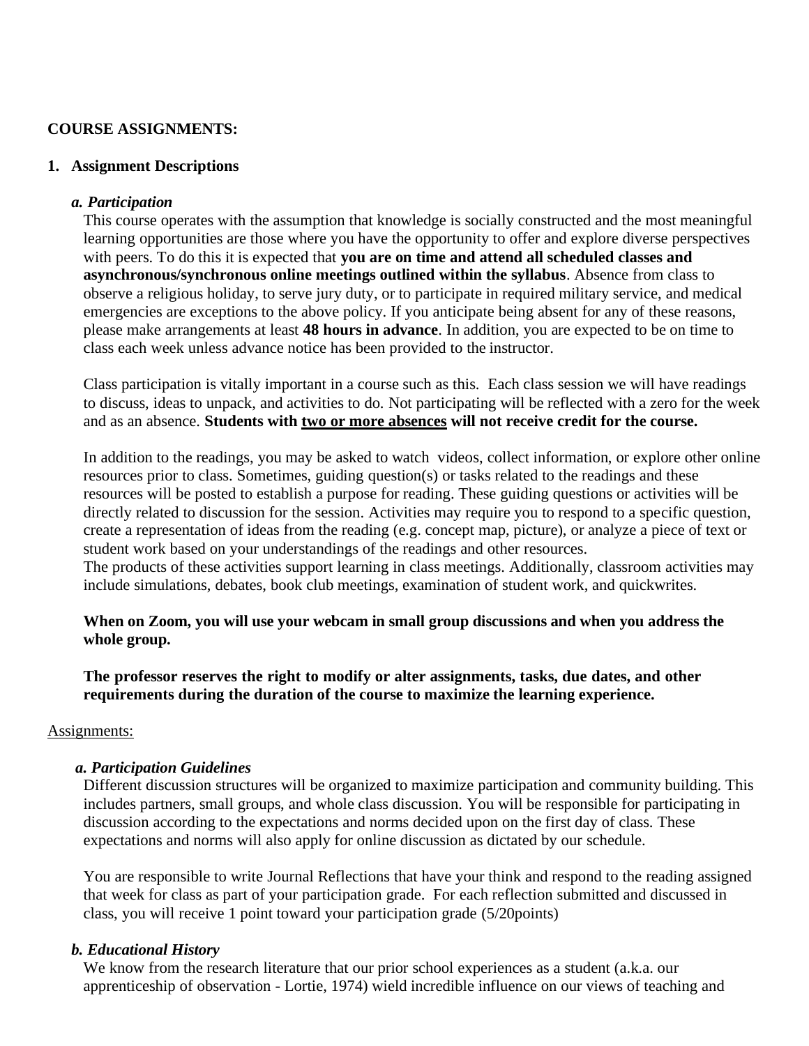**COURSE ASSIGNMENTS:**

**1. Assignment Descriptions**

***a. Participation***

This course operates with the assumption that knowledge is socially constructed and the most meaningful learning opportunities are those where you have the opportunity to offer and explore diverse perspectives with peers. To do this it is expected that **you are on time and attend all scheduled classes and asynchronous/synchronous online meetings outlined within the syllabus**. Absence from class to observe a religious holiday, to serve jury duty, or to participate in required military service, and medical emergencies are exceptions to the above policy. If you anticipate being absent for any of these reasons, please make arrangements at least **48 hours in advance**. In addition, you are expected to be on time to class each week unless advance notice has been provided to the instructor.

Class participation is vitally important in a course such as this. Each class session we will have readings to discuss, ideas to unpack, and activities to do. Not participating will be reflected with a zero for the week and as an absence. **Students with <u>two or more absences</u> will not receive credit for the course.**

In addition to the readings, you may be asked to watch videos, collect information, or explore other online resources prior to class. Sometimes, guiding question(s) or tasks related to the readings and these resources will be posted to establish a purpose for reading. These guiding questions or activities will be directly related to discussion for the session. Activities may require you to respond to a specific question, create a representation of ideas from the reading (e.g. concept map, picture), or analyze a piece of text or student work based on your understandings of the readings and other resources.
The products of these activities support learning in class meetings. Additionally, classroom activities may include simulations, debates, book club meetings, examination of student work, and quickwrites.

**When on Zoom, you will use your webcam in small group discussions and when you address the whole group.**

**The professor reserves the right to modify or alter assignments, tasks, due dates, and other requirements during the duration of the course to maximize the learning experience.**

<u>Assignments:</u>

***a. Participation Guidelines***

Different discussion structures will be organized to maximize participation and community building. This includes partners, small groups, and whole class discussion. You will be responsible for participating in discussion according to the expectations and norms decided upon on the first day of class. These expectations and norms will also apply for online discussion as dictated by our schedule.

You are responsible to write Journal Reflections that have your think and respond to the reading assigned that week for class as part of your participation grade. For each reflection submitted and discussed in class, you will receive 1 point toward your participation grade (5/20points)

***b. Educational History***

We know from the research literature that our prior school experiences as a student (a.k.a. our apprenticeship of observation - Lortie, 1974) wield incredible influence on our views of teaching and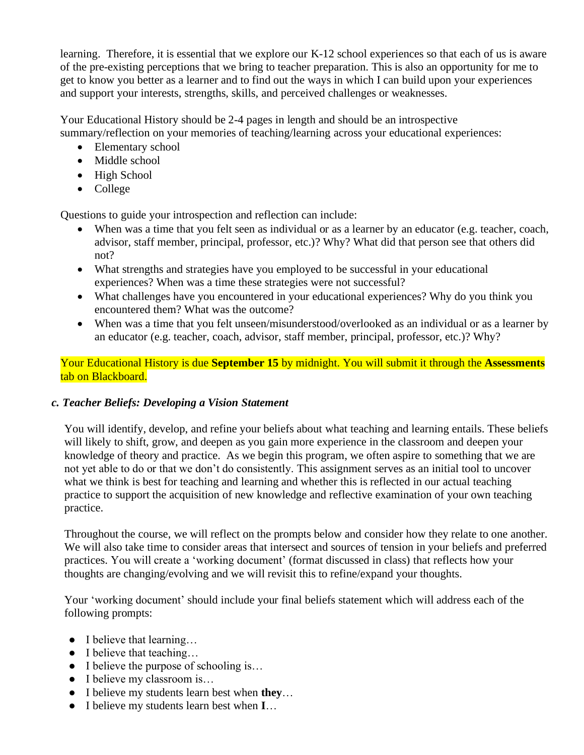learning. Therefore, it is essential that we explore our K-12 school experiences so that each of us is aware of the pre-existing perceptions that we bring to teacher preparation. This is also an opportunity for me to get to know you better as a learner and to find out the ways in which I can build upon your experiences and support your interests, strengths, skills, and perceived challenges or weaknesses.

Your Educational History should be 2-4 pages in length and should be an introspective summary/reflection on your memories of teaching/learning across your educational experiences:

- Elementary school
- Middle school
- High School
- College

Questions to guide your introspection and reflection can include:

- When was a time that you felt seen as individual or as a learner by an educator (e.g. teacher, coach, advisor, staff member, principal, professor, etc.)? Why? What did that person see that others did not?
- What strengths and strategies have you employed to be successful in your educational experiences? When was a time these strategies were not successful?
- What challenges have you encountered in your educational experiences? Why do you think you encountered them? What was the outcome?
- When was a time that you felt unseen/misunderstood/overlooked as an individual or as a learner by an educator (e.g. teacher, coach, advisor, staff member, principal, professor, etc.)? Why?

Your Educational History is due **September 15** by midnight. You will submit it through the **Assessments** tab on Blackboard.

### *c. Teacher Beliefs: Developing a Vision Statement*

You will identify, develop, and refine your beliefs about what teaching and learning entails. These beliefs will likely to shift, grow, and deepen as you gain more experience in the classroom and deepen your knowledge of theory and practice. As we begin this program, we often aspire to something that we are not yet able to do or that we don't do consistently. This assignment serves as an initial tool to uncover what we think is best for teaching and learning and whether this is reflected in our actual teaching practice to support the acquisition of new knowledge and reflective examination of your own teaching practice.

Throughout the course, we will reflect on the prompts below and consider how they relate to one another. We will also take time to consider areas that intersect and sources of tension in your beliefs and preferred practices. You will create a 'working document' (format discussed in class) that reflects how your thoughts are changing/evolving and we will revisit this to refine/expand your thoughts.

Your 'working document' should include your final beliefs statement which will address each of the following prompts:

- I believe that learning…
- I believe that teaching…
- I believe the purpose of schooling is…
- I believe my classroom is…
- I believe my students learn best when **they**…
- I believe my students learn best when **I**…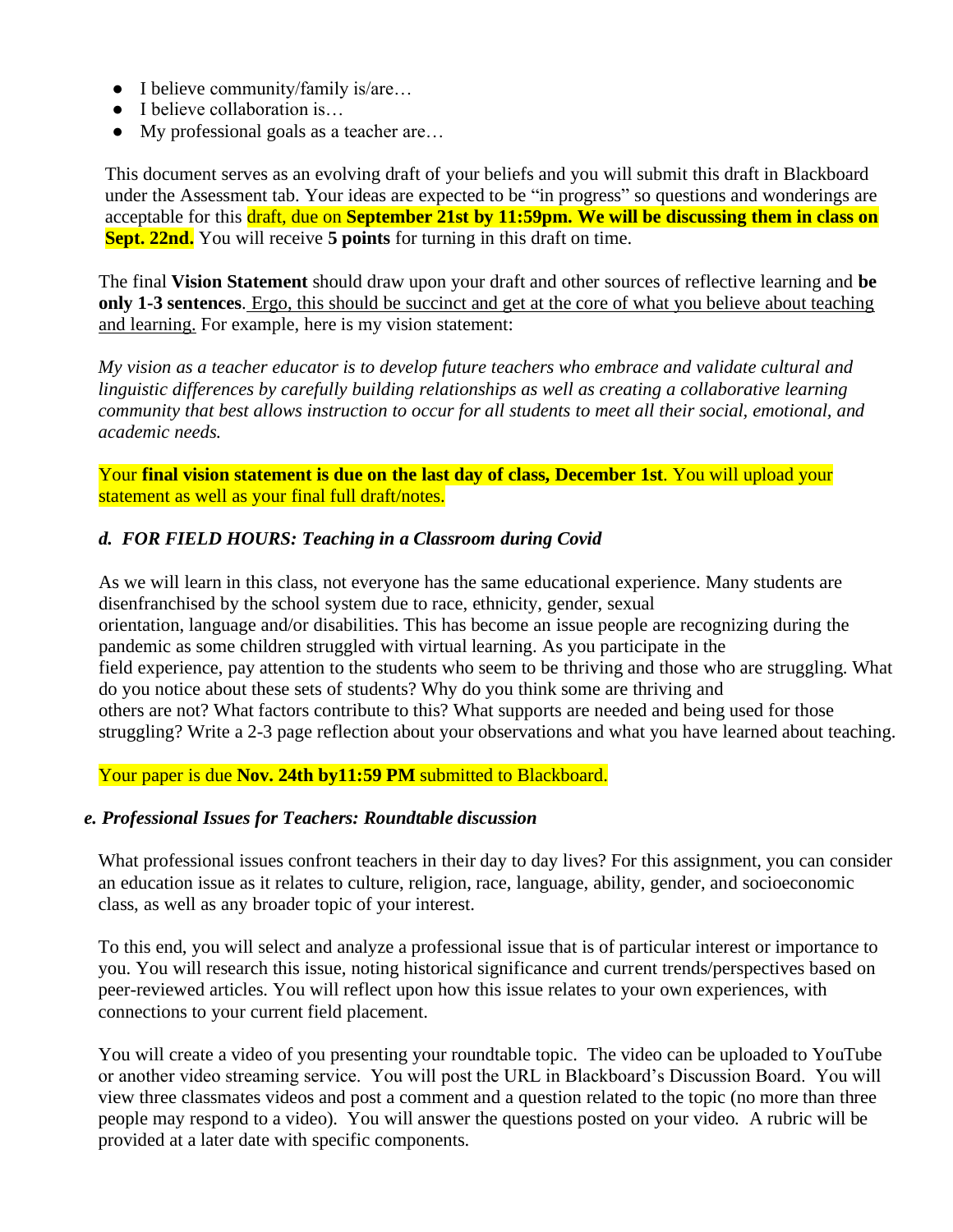- I believe community/family is/are…
- I believe collaboration is…
- My professional goals as a teacher are…

This document serves as an evolving draft of your beliefs and you will submit this draft in Blackboard under the Assessment tab. Your ideas are expected to be "in progress" so questions and wonderings are acceptable for this draft, due on **September 21st by 11:59pm. We will be discussing them in class on Sept. 22nd.** You will receive **5 points** for turning in this draft on time.

The final **Vision Statement** should draw upon your draft and other sources of reflective learning and **be only 1-3 sentences**. Ergo, this should be succinct and get at the core of what you believe about teaching and learning. For example, here is my vision statement:

*My vision as a teacher educator is to develop future teachers who embrace and validate cultural and linguistic differences by carefully building relationships as well as creating a collaborative learning community that best allows instruction to occur for all students to meet all their social, emotional, and academic needs.*

Your **final vision statement is due on the last day of class, December 1st**. You will upload your statement as well as your final full draft/notes.

### *d. FOR FIELD HOURS: Teaching in a Classroom during Covid*

As we will learn in this class, not everyone has the same educational experience. Many students are disenfranchised by the school system due to race, ethnicity, gender, sexual orientation, language and/or disabilities. This has become an issue people are recognizing during the pandemic as some children struggled with virtual learning. As you participate in the field experience, pay attention to the students who seem to be thriving and those who are struggling. What do you notice about these sets of students? Why do you think some are thriving and others are not? What factors contribute to this? What supports are needed and being used for those struggling? Write a 2-3 page reflection about your observations and what you have learned about teaching.

Your paper is due **Nov. 24th by11:59 PM** submitted to Blackboard.

### *e. Professional Issues for Teachers: Roundtable discussion*

What professional issues confront teachers in their day to day lives? For this assignment, you can consider an education issue as it relates to culture, religion, race, language, ability, gender, and socioeconomic class, as well as any broader topic of your interest.

To this end, you will select and analyze a professional issue that is of particular interest or importance to you. You will research this issue, noting historical significance and current trends/perspectives based on peer-reviewed articles. You will reflect upon how this issue relates to your own experiences, with connections to your current field placement.

You will create a video of you presenting your roundtable topic. The video can be uploaded to YouTube or another video streaming service. You will post the URL in Blackboard's Discussion Board. You will view three classmates videos and post a comment and a question related to the topic (no more than three people may respond to a video). You will answer the questions posted on your video. A rubric will be provided at a later date with specific components.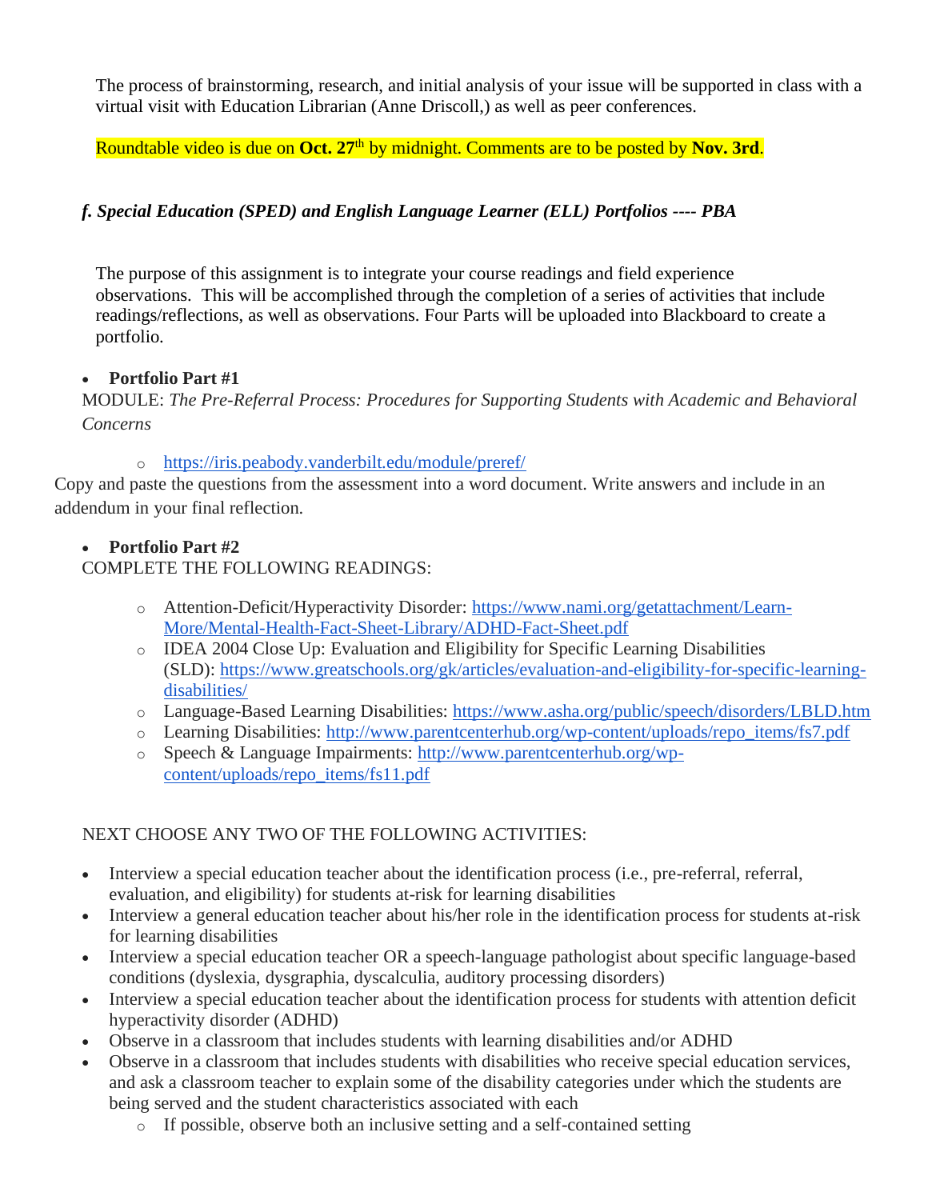The process of brainstorming, research, and initial analysis of your issue will be supported in class with a virtual visit with Education Librarian (Anne Driscoll,) as well as peer conferences.

Roundtable video is due on **Oct. 27th** by midnight. Comments are to be posted by **Nov. 3rd**.

### *f. Special Education (SPED) and English Language Learner (ELL) Portfolios ---- PBA*

The purpose of this assignment is to integrate your course readings and field experience observations. This will be accomplished through the completion of a series of activities that include readings/reflections, as well as observations. Four Parts will be uploaded into Blackboard to create a portfolio.

- **Portfolio Part #1**

MODULE: *The Pre-Referral Process: Procedures for Supporting Students with Academic and Behavioral Concerns*

  - https://iris.peabody.vanderbilt.edu/module/preref/

Copy and paste the questions from the assessment into a word document. Write answers and include in an addendum in your final reflection.

- **Portfolio Part #2**

COMPLETE THE FOLLOWING READINGS:

  - Attention-Deficit/Hyperactivity Disorder: https://www.nami.org/getattachment/Learn-More/Mental-Health-Fact-Sheet-Library/ADHD-Fact-Sheet.pdf
  - IDEA 2004 Close Up: Evaluation and Eligibility for Specific Learning Disabilities (SLD): https://www.greatschools.org/gk/articles/evaluation-and-eligibility-for-specific-learning-disabilities/
  - Language-Based Learning Disabilities: https://www.asha.org/public/speech/disorders/LBLD.htm
  - Learning Disabilities: http://www.parentcenterhub.org/wp-content/uploads/repo_items/fs7.pdf
  - Speech & Language Impairments: http://www.parentcenterhub.org/wp-content/uploads/repo_items/fs11.pdf

NEXT CHOOSE ANY TWO OF THE FOLLOWING ACTIVITIES:

- Interview a special education teacher about the identification process (i.e., pre-referral, referral, evaluation, and eligibility) for students at-risk for learning disabilities
- Interview a general education teacher about his/her role in the identification process for students at-risk for learning disabilities
- Interview a special education teacher OR a speech-language pathologist about specific language-based conditions (dyslexia, dysgraphia, dyscalculia, auditory processing disorders)
- Interview a special education teacher about the identification process for students with attention deficit hyperactivity disorder (ADHD)
- Observe in a classroom that includes students with learning disabilities and/or ADHD
- Observe in a classroom that includes students with disabilities who receive special education services, and ask a classroom teacher to explain some of the disability categories under which the students are being served and the student characteristics associated with each
  - If possible, observe both an inclusive setting and a self-contained setting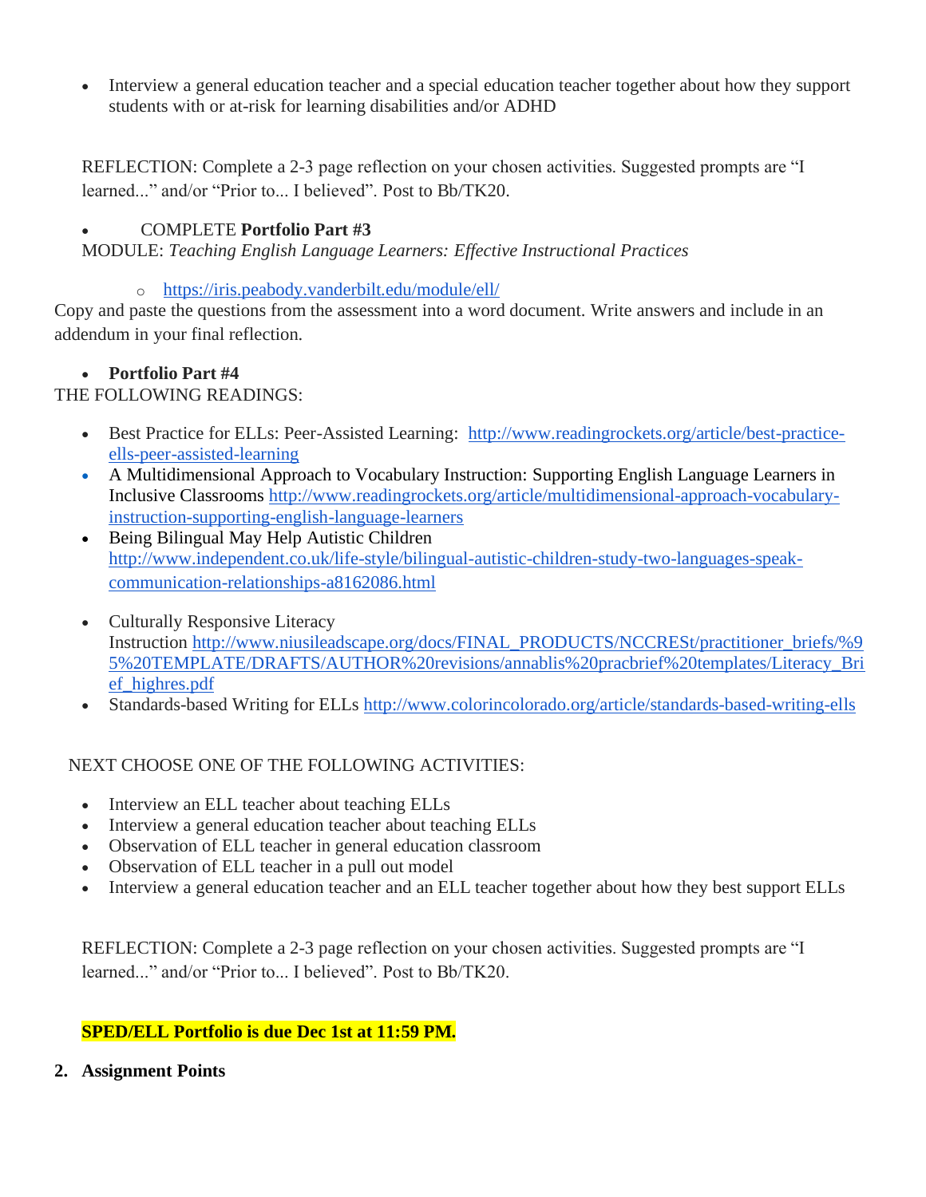- Interview a general education teacher and a special education teacher together about how they support students with or at-risk for learning disabilities and/or ADHD

REFLECTION: Complete a 2-3 page reflection on your chosen activities. Suggested prompts are "I learned..." and/or "Prior to... I believed". Post to Bb/TK20.

- COMPLETE **Portfolio Part #3**

MODULE: *Teaching English Language Learners: Effective Instructional Practices*

  - https://iris.peabody.vanderbilt.edu/module/ell/

Copy and paste the questions from the assessment into a word document. Write answers and include in an addendum in your final reflection.

- **Portfolio Part #4**

THE FOLLOWING READINGS:

- Best Practice for ELLs: Peer-Assisted Learning: http://www.readingrockets.org/article/best-practice-ells-peer-assisted-learning
- A Multidimensional Approach to Vocabulary Instruction: Supporting English Language Learners in Inclusive Classrooms http://www.readingrockets.org/article/multidimensional-approach-vocabulary-instruction-supporting-english-language-learners
- Being Bilingual May Help Autistic Children http://www.independent.co.uk/life-style/bilingual-autistic-children-study-two-languages-speak-communication-relationships-a8162086.html
- Culturally Responsive Literacy Instruction http://www.niusileadscape.org/docs/FINAL_PRODUCTS/NCCRESt/practitioner_briefs/%95%20TEMPLATE/DRAFTS/AUTHOR%20revisions/annablis%20pracbrief%20templates/Literacy_Brief_highres.pdf
- Standards-based Writing for ELLs http://www.colorincolorado.org/article/standards-based-writing-ells

NEXT CHOOSE ONE OF THE FOLLOWING ACTIVITIES:

- Interview an ELL teacher about teaching ELLs
- Interview a general education teacher about teaching ELLs
- Observation of ELL teacher in general education classroom
- Observation of ELL teacher in a pull out model
- Interview a general education teacher and an ELL teacher together about how they best support ELLs

REFLECTION: Complete a 2-3 page reflection on your chosen activities. Suggested prompts are "I learned..." and/or "Prior to... I believed". Post to Bb/TK20.

**SPED/ELL Portfolio is due Dec 1st at 11:59 PM.**

2. **Assignment Points**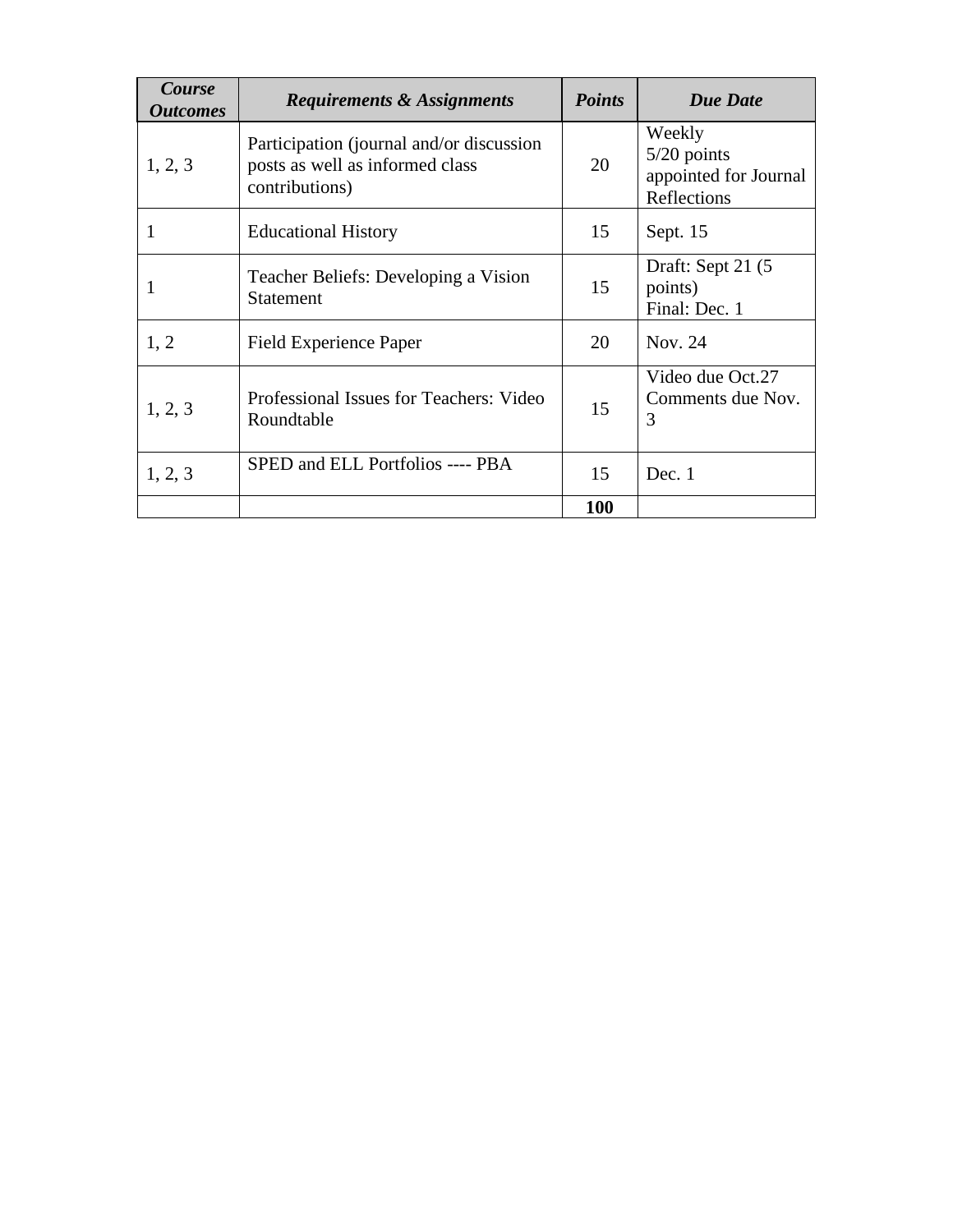| *Course Outcomes* | *Requirements & Assignments* | *Points* | *Due Date* |
|---|---|---|---|
| 1, 2, 3 | Participation (journal and/or discussion posts as well as informed class contributions) | 20 | Weekly<br>5/20 points appointed for Journal Reflections |
| 1 | Educational History | 15 | Sept. 15 |
| 1 | Teacher Beliefs: Developing a Vision Statement | 15 | Draft: Sept 21 (5 points)<br>Final: Dec. 1 |
| 1, 2 | Field Experience Paper | 20 | Nov. 24 |
| 1, 2, 3 | Professional Issues for Teachers: Video Roundtable | 15 | Video due Oct.27<br>Comments due Nov. 3 |
| 1, 2, 3 | SPED and ELL Portfolios ---- PBA | 15 | Dec. 1 |
| | | **100** | |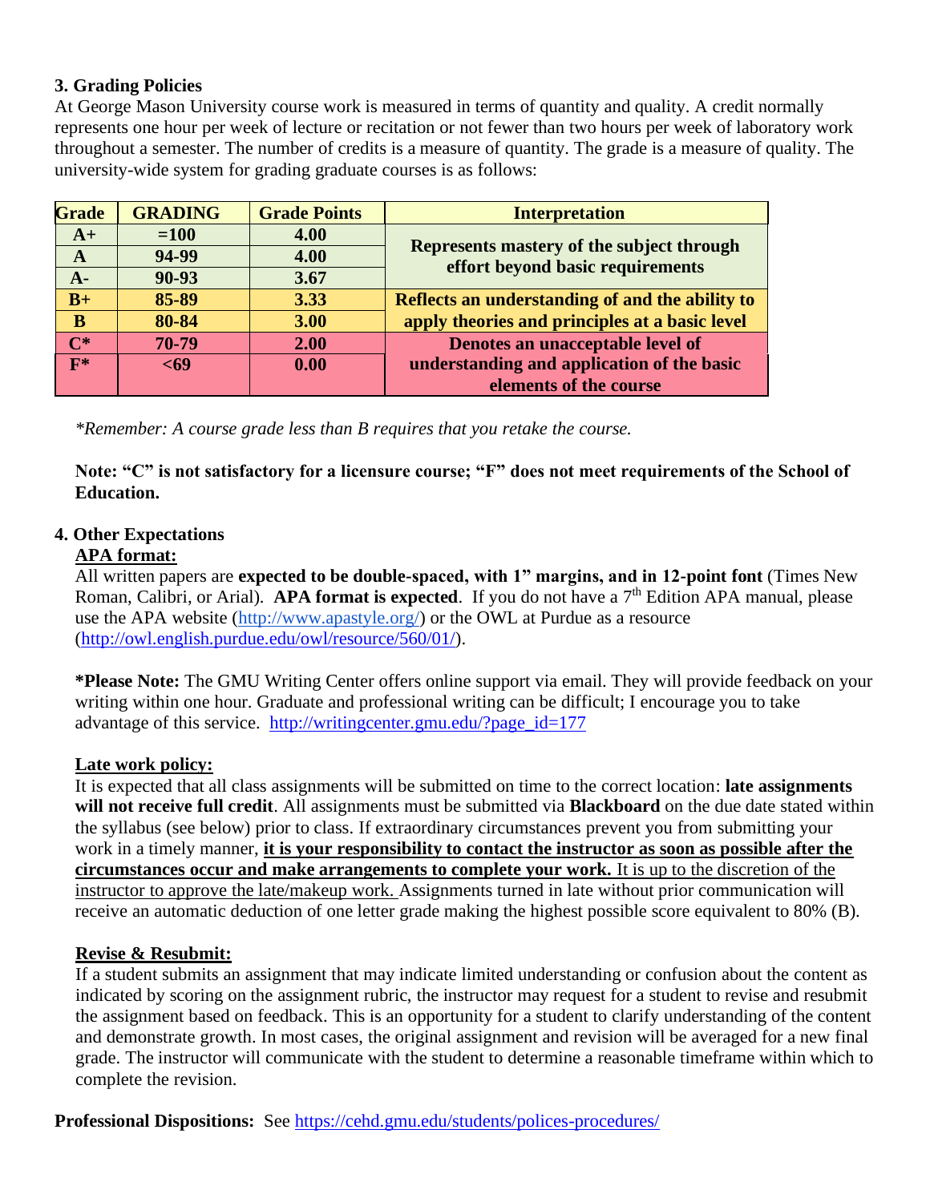### 3. Grading Policies

At George Mason University course work is measured in terms of quantity and quality. A credit normally represents one hour per week of lecture or recitation or not fewer than two hours per week of laboratory work throughout a semester. The number of credits is a measure of quantity. The grade is a measure of quality. The university-wide system for grading graduate courses is as follows:

| Grade | GRADING | Grade Points | Interpretation |
|---|---|---|---|
| A+ | =100 | 4.00 | Represents mastery of the subject through effort beyond basic requirements |
| A | 94-99 | 4.00 | |
| A- | 90-93 | 3.67 | |
| B+ | 85-89 | 3.33 | Reflects an understanding of and the ability to apply theories and principles at a basic level |
| B | 80-84 | 3.00 | |
| C* | 70-79 | 2.00 | Denotes an unacceptable level of understanding and application of the basic elements of the course |
| F* | <69 | 0.00 | |

*\*Remember: A course grade less than B requires that you retake the course.*

**Note: "C" is not satisfactory for a licensure course; "F" does not meet requirements of the School of Education.**

### 4. Other Expectations

**APA format:**

All written papers are **expected to be double-spaced, with 1" margins, and in 12-point font** (Times New Roman, Calibri, or Arial). **APA format is expected**. If you do not have a 7th Edition APA manual, please use the APA website (http://www.apastyle.org/) or the OWL at Purdue as a resource (http://owl.english.purdue.edu/owl/resource/560/01/).

**\*Please Note:** The GMU Writing Center offers online support via email. They will provide feedback on your writing within one hour. Graduate and professional writing can be difficult; I encourage you to take advantage of this service. http://writingcenter.gmu.edu/?page_id=177

**Late work policy:**

It is expected that all class assignments will be submitted on time to the correct location: **late assignments will not receive full credit**. All assignments must be submitted via **Blackboard** on the due date stated within the syllabus (see below) prior to class. If extraordinary circumstances prevent you from submitting your work in a timely manner, **it is your responsibility to contact the instructor as soon as possible after the circumstances occur and make arrangements to complete your work.** It is up to the discretion of the instructor to approve the late/makeup work. Assignments turned in late without prior communication will receive an automatic deduction of one letter grade making the highest possible score equivalent to 80% (B).

**Revise & Resubmit:**

If a student submits an assignment that may indicate limited understanding or confusion about the content as indicated by scoring on the assignment rubric, the instructor may request for a student to revise and resubmit the assignment based on feedback. This is an opportunity for a student to clarify understanding of the content and demonstrate growth. In most cases, the original assignment and revision will be averaged for a new final grade. The instructor will communicate with the student to determine a reasonable timeframe within which to complete the revision.

**Professional Dispositions:** See https://cehd.gmu.edu/students/polices-procedures/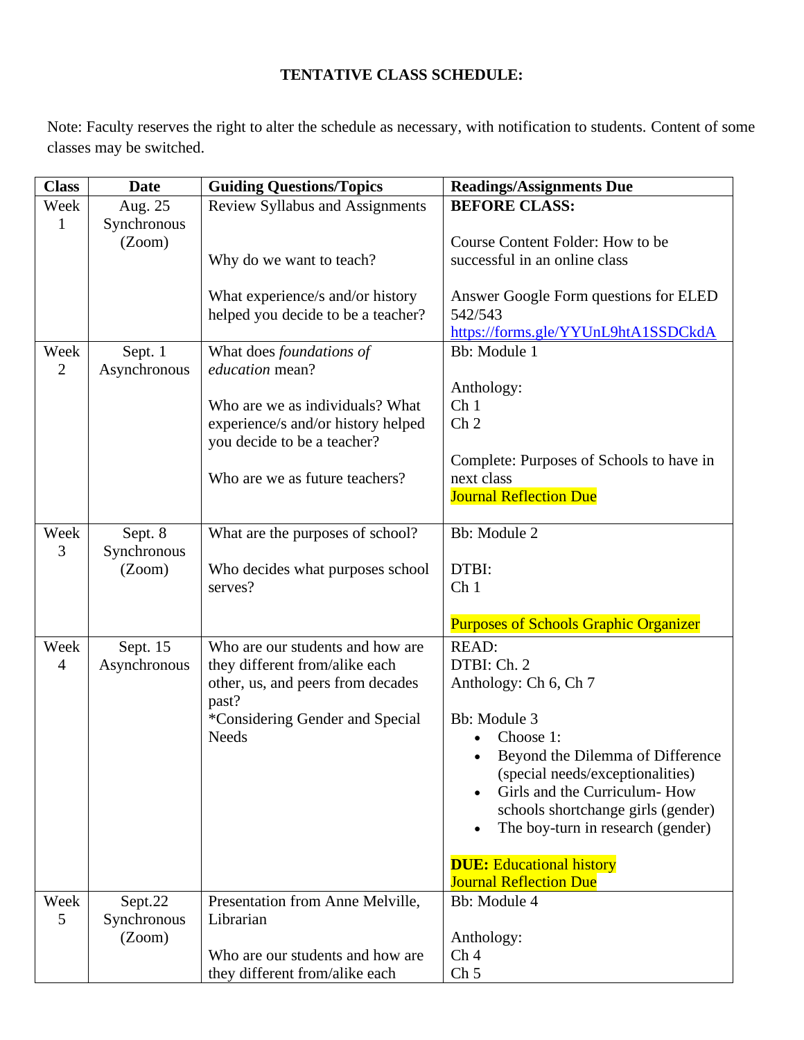**TENTATIVE CLASS SCHEDULE:**

Note: Faculty reserves the right to alter the schedule as necessary, with notification to students. Content of some classes may be switched.

| Class | Date | Guiding Questions/Topics | Readings/Assignments Due |
|---|---|---|---|
| Week 1 | Aug. 25 Synchronous (Zoom) | Review Syllabus and Assignments<br><br>Why do we want to teach?<br><br>What experience/s and/or history helped you decide to be a teacher? | **BEFORE CLASS:**<br><br>Course Content Folder: How to be successful in an online class<br><br>Answer Google Form questions for ELED 542/543 https://forms.gle/YYUnL9htA1SSDCkdA |
| Week 2 | Sept. 1 Asynchronous | What does *foundations of education* mean?<br><br>Who are we as individuals? What experience/s and/or history helped you decide to be a teacher?<br><br>Who are we as future teachers? | Bb: Module 1<br><br>Anthology:<br>Ch 1<br>Ch 2<br><br>Complete: Purposes of Schools to have in next class<br>Journal Reflection Due |
| Week 3 | Sept. 8 Synchronous (Zoom) | What are the purposes of school?<br><br>Who decides what purposes school serves? | Bb: Module 2<br><br>DTBI:<br>Ch 1<br><br>Purposes of Schools Graphic Organizer |
| Week 4 | Sept. 15 Asynchronous | Who are our students and how are they different from/alike each other, us, and peers from decades past?<br>*Considering Gender and Special Needs | READ:<br>DTBI: Ch. 2<br>Anthology: Ch 6, Ch 7<br><br>Bb: Module 3<br>• Choose 1:<br>• Beyond the Dilemma of Difference (special needs/exceptionalities)<br>• Girls and the Curriculum- How schools shortchange girls (gender)<br>• The boy-turn in research (gender)<br><br>**DUE:** Educational history<br>Journal Reflection Due |
| Week 5 | Sept.22 Synchronous (Zoom) | Presentation from Anne Melville, Librarian<br><br>Who are our students and how are they different from/alike each | Bb: Module 4<br><br>Anthology:<br>Ch 4<br>Ch 5 |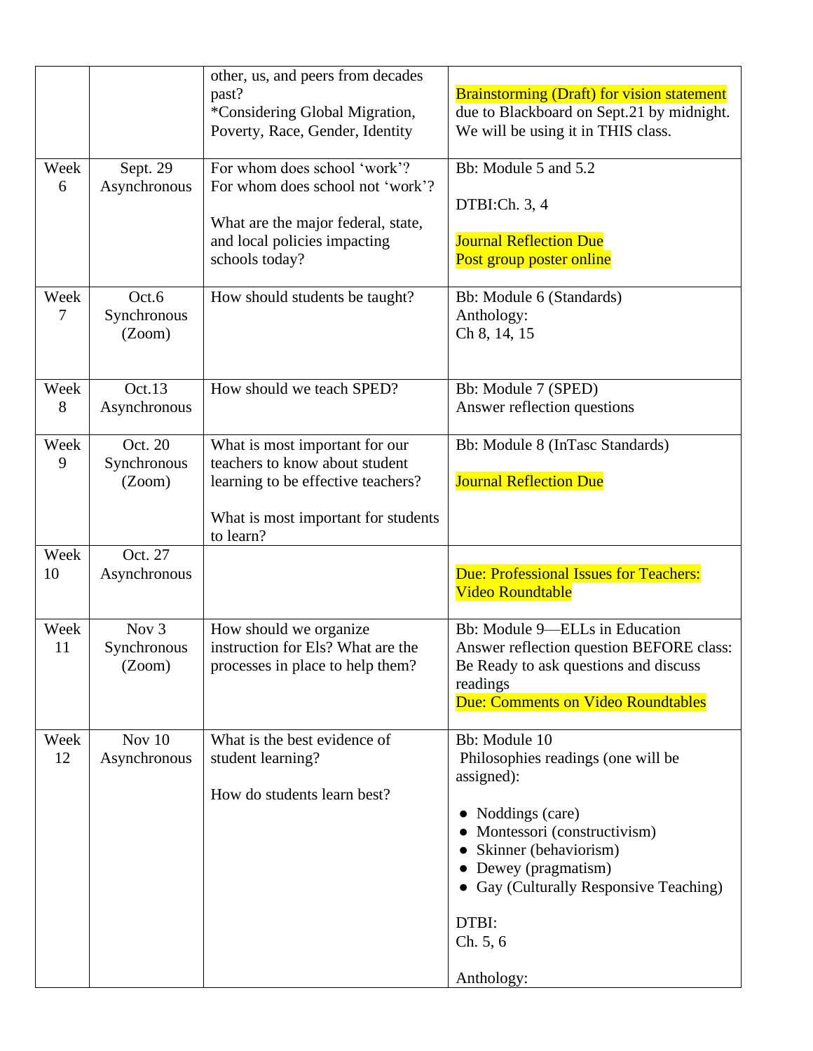| | | | |
|---|---|---|---|
| | | other, us, and peers from decades past?<br>*Considering Global Migration, Poverty, Race, Gender, Identity | Brainstorming (Draft) for vision statement due to Blackboard on Sept.21 by midnight. We will be using it in THIS class. |
| Week 6 | Sept. 29<br>Asynchronous | For whom does school 'work'? For whom does school not 'work'?<br><br>What are the major federal, state, and local policies impacting schools today? | Bb: Module 5 and 5.2<br><br>DTBI:Ch. 3, 4<br><br>Journal Reflection Due<br>Post group poster online |
| Week 7 | Oct.6<br>Synchronous (Zoom) | How should students be taught? | Bb: Module 6 (Standards)<br>Anthology:<br>Ch 8, 14, 15 |
| Week 8 | Oct.13<br>Asynchronous | How should we teach SPED? | Bb: Module 7 (SPED)<br>Answer reflection questions |
| Week 9 | Oct. 20<br>Synchronous (Zoom) | What is most important for our teachers to know about student learning to be effective teachers?<br><br>What is most important for students to learn? | Bb: Module 8 (InTasc Standards)<br><br>Journal Reflection Due |
| Week 10 | Oct. 27<br>Asynchronous | | Due: Professional Issues for Teachers: Video Roundtable |
| Week 11 | Nov 3<br>Synchronous (Zoom) | How should we organize instruction for Els? What are the processes in place to help them? | Bb: Module 9—ELLs in Education<br>Answer reflection question BEFORE class: Be Ready to ask questions and discuss readings<br>Due: Comments on Video Roundtables |
| Week 12 | Nov 10<br>Asynchronous | What is the best evidence of student learning?<br><br>How do students learn best? | Bb: Module 10<br>Philosophies readings (one will be assigned):<br><br>● Noddings (care)<br>● Montessori (constructivism)<br>● Skinner (behaviorism)<br>● Dewey (pragmatism)<br>● Gay (Culturally Responsive Teaching)<br><br>DTBI:<br>Ch. 5, 6<br><br>Anthology: |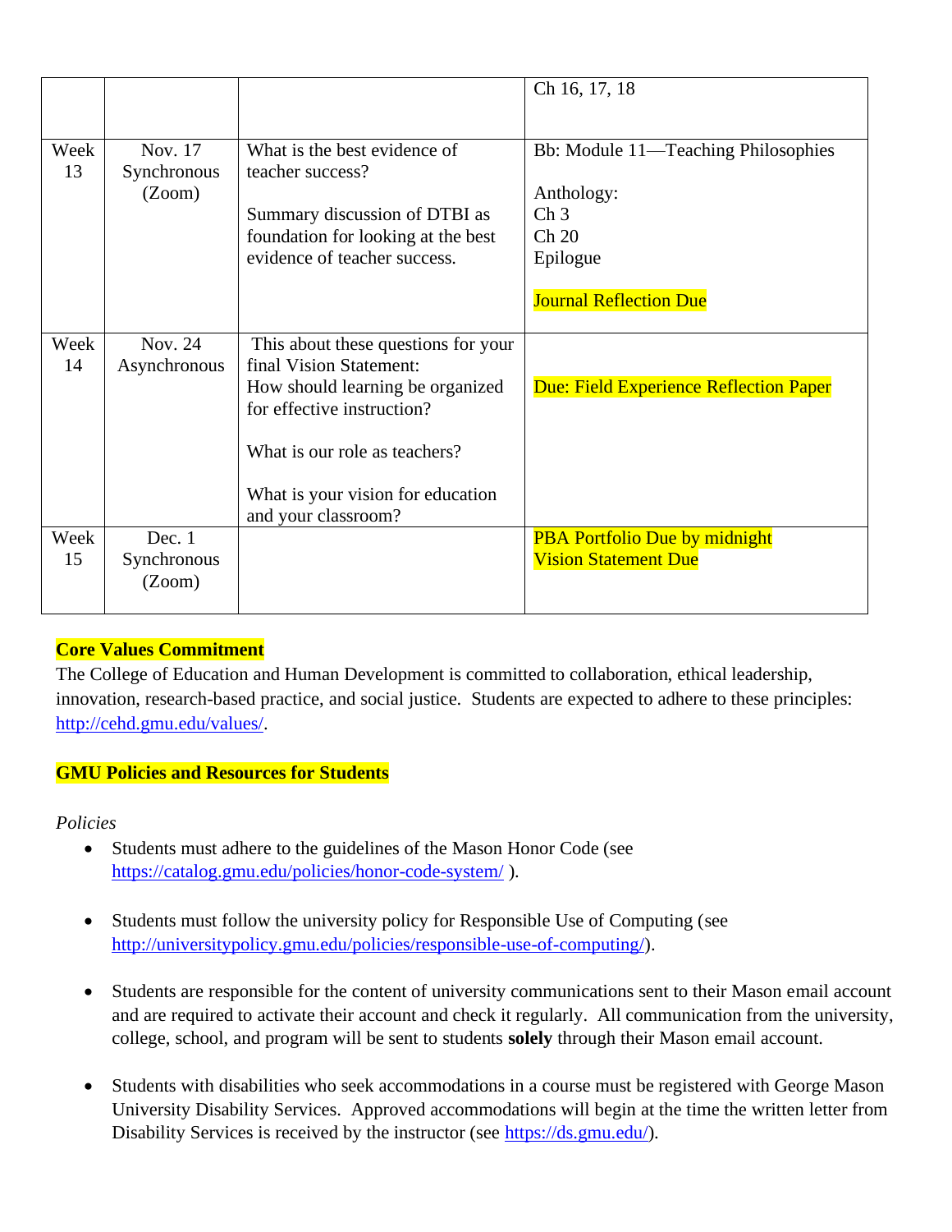| | | | |
|---|---|---|---|
| | | | Ch 16, 17, 18 |
| Week 13 | Nov. 17 Synchronous (Zoom) | What is the best evidence of teacher success?<br><br>Summary discussion of DTBI as foundation for looking at the best evidence of teacher success. | Bb: Module 11—Teaching Philosophies<br><br>Anthology:<br>Ch 3<br>Ch 20<br>Epilogue<br><br>Journal Reflection Due |
| Week 14 | Nov. 24 Asynchronous | This about these questions for your final Vision Statement:<br>How should learning be organized for effective instruction?<br><br>What is our role as teachers?<br><br>What is your vision for education and your classroom? | Due: Field Experience Reflection Paper |
| Week 15 | Dec. 1 Synchronous (Zoom) | | PBA Portfolio Due by midnight<br>Vision Statement Due |

**Core Values Commitment**

The College of Education and Human Development is committed to collaboration, ethical leadership, innovation, research-based practice, and social justice. Students are expected to adhere to these principles: http://cehd.gmu.edu/values/.

**GMU Policies and Resources for Students**

*Policies*

- Students must adhere to the guidelines of the Mason Honor Code (see https://catalog.gmu.edu/policies/honor-code-system/ ).
- Students must follow the university policy for Responsible Use of Computing (see http://universitypolicy.gmu.edu/policies/responsible-use-of-computing/).
- Students are responsible for the content of university communications sent to their Mason email account and are required to activate their account and check it regularly. All communication from the university, college, school, and program will be sent to students **solely** through their Mason email account.
- Students with disabilities who seek accommodations in a course must be registered with George Mason University Disability Services. Approved accommodations will begin at the time the written letter from Disability Services is received by the instructor (see https://ds.gmu.edu/).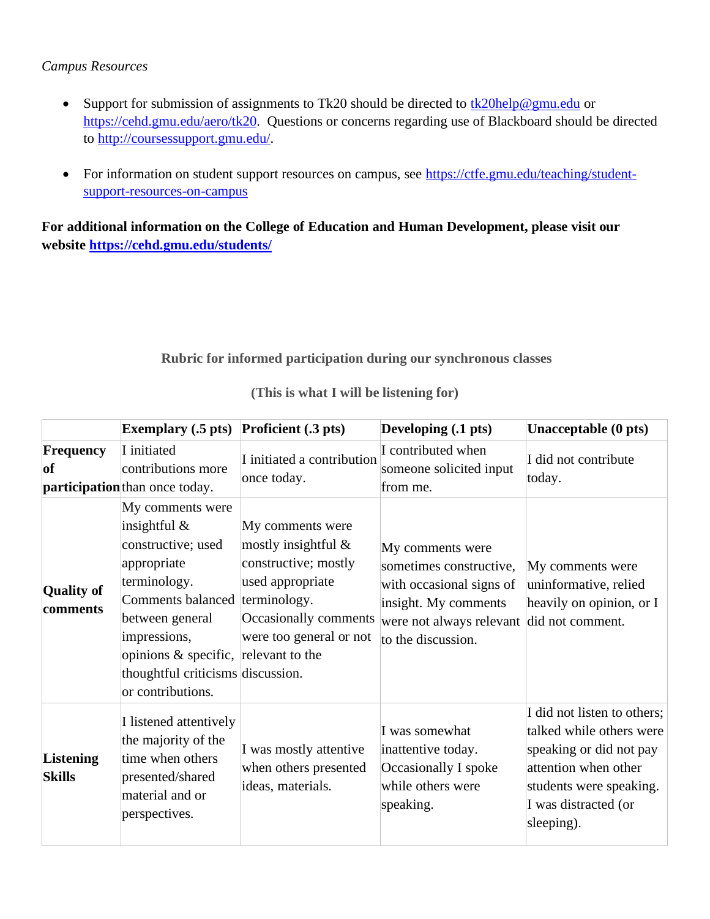*Campus Resources*

- Support for submission of assignments to Tk20 should be directed to tk20help@gmu.edu or https://cehd.gmu.edu/aero/tk20. Questions or concerns regarding use of Blackboard should be directed to http://coursessupport.gmu.edu/.

- For information on student support resources on campus, see https://ctfe.gmu.edu/teaching/student-support-resources-on-campus

**For additional information on the College of Education and Human Development, please visit our website https://cehd.gmu.edu/students/**

**Rubric for informed participation during our synchronous classes**

**(This is what I will be listening for)**

| | Exemplary (.5 pts) | Proficient (.3 pts) | Developing (.1 pts) | Unacceptable (0 pts) |
|---|---|---|---|---|
| **Frequency of participation** | I initiated contributions more than once today. | I initiated a contribution once today. | I contributed when someone solicited input from me. | I did not contribute today. |
| **Quality of comments** | My comments were insightful & constructive; used appropriate terminology. Comments balanced between general impressions, opinions & specific, thoughtful criticisms or contributions. | My comments were mostly insightful & constructive; mostly used appropriate terminology. Occasionally comments were too general or not relevant to the discussion. | My comments were sometimes constructive, with occasional signs of insight. My comments were not always relevant to the discussion. | My comments were uninformative, relied heavily on opinion, or I did not comment. |
| **Listening Skills** | I listened attentively the majority of the time when others presented/shared material and or perspectives. | I was mostly attentive when others presented ideas, materials. | I was somewhat inattentive today. Occasionally I spoke while others were speaking. | I did not listen to others; talked while others were speaking or did not pay attention when other students were speaking. I was distracted (or sleeping). |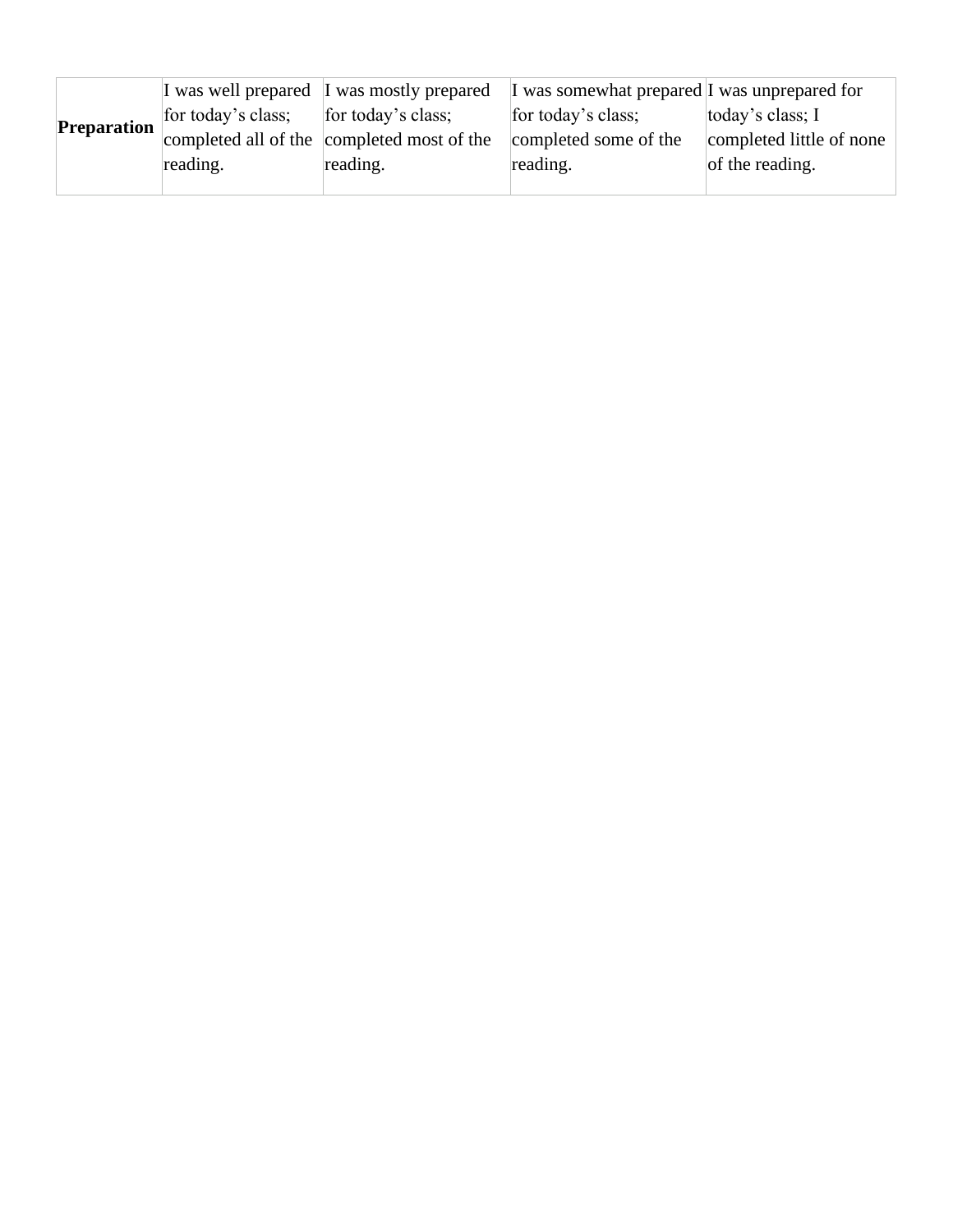| | | | | |
|---|---|---|---|---|
| **Preparation** | I was well prepared for today's class; completed all of the reading. | I was mostly prepared for today's class; completed most of the reading. | I was somewhat prepared for today's class; completed some of the reading. | I was unprepared for today's class; I completed little of none of the reading. |